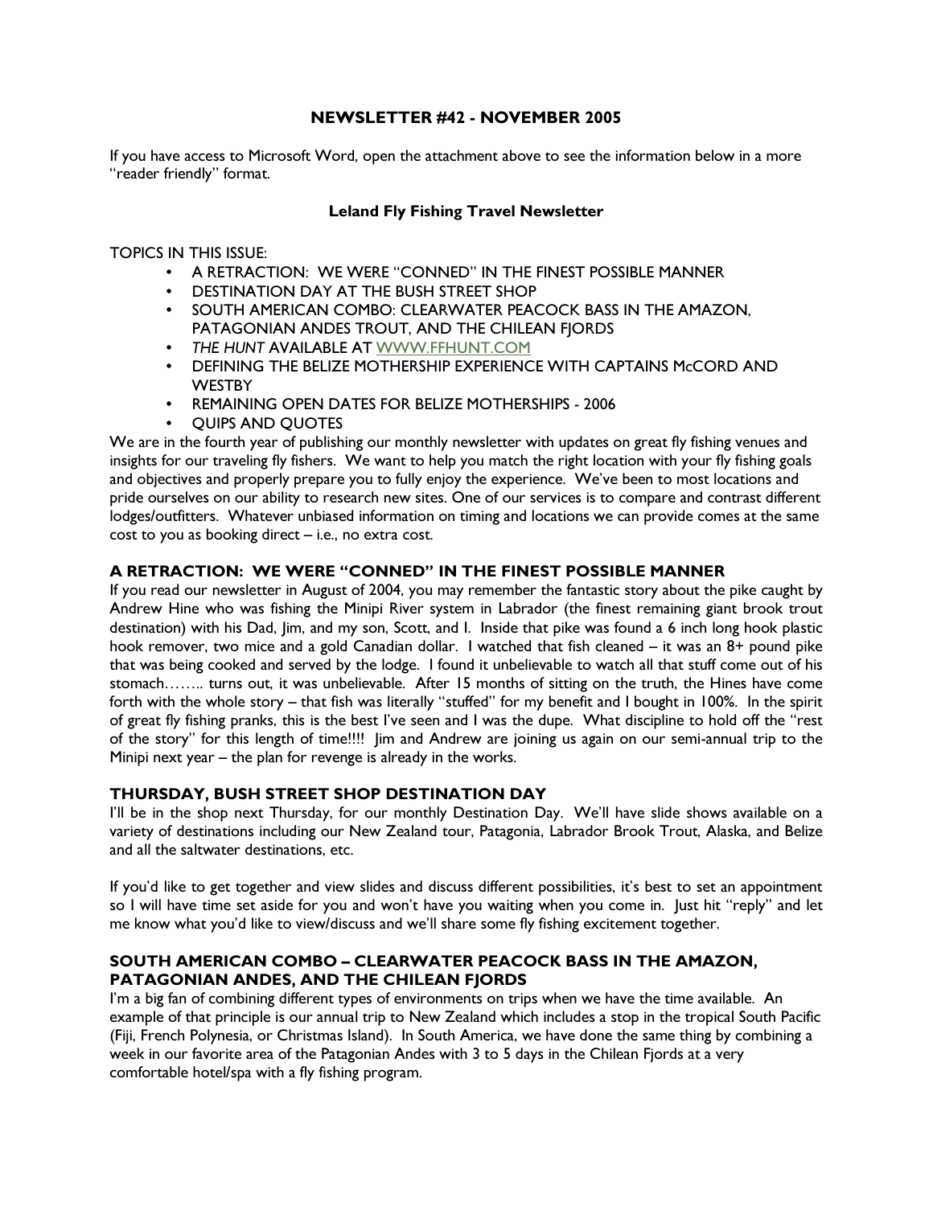# NEWSLETTER #42 - NOVEMBER 2005

If you have access to Microsoft Word, open the attachment above to see the information below in a more "reader friendly" format.

## Leland Fly Fishing Travel Newsletter

TOPICS IN THIS ISSUE:

- A RETRACTION: WE WERE "CONNED" IN THE FINEST POSSIBLE MANNER
- DESTINATION DAY AT THE BUSH STREET SHOP
- SOUTH AMERICAN COMBO: CLEARWATER PEACOCK BASS IN THE AMAZON, PATAGONIAN ANDES TROUT, AND THE CHILEAN FJORDS
- *THE HUNT* AVAILABLE AT WWW.FFHUNT.COM
- DEFINING THE BELIZE MOTHERSHIP EXPERIENCE WITH CAPTAINS McCORD AND WESTBY
- REMAINING OPEN DATES FOR BELIZE MOTHERSHIPS - 2006
- QUIPS AND QUOTES

We are in the fourth year of publishing our monthly newsletter with updates on great fly fishing venues and insights for our traveling fly fishers. We want to help you match the right location with your fly fishing goals and objectives and properly prepare you to fully enjoy the experience. We've been to most locations and pride ourselves on our ability to research new sites. One of our services is to compare and contrast different lodges/outfitters. Whatever unbiased information on timing and locations we can provide comes at the same cost to you as booking direct – i.e., no extra cost.

### A RETRACTION: WE WERE "CONNED" IN THE FINEST POSSIBLE MANNER

If you read our newsletter in August of 2004, you may remember the fantastic story about the pike caught by Andrew Hine who was fishing the Minipi River system in Labrador (the finest remaining giant brook trout destination) with his Dad, Jim, and my son, Scott, and I. Inside that pike was found a 6 inch long hook plastic hook remover, two mice and a gold Canadian dollar. I watched that fish cleaned – it was an 8+ pound pike that was being cooked and served by the lodge. I found it unbelievable to watch all that stuff come out of his stomach…….. turns out, it was unbelievable. After 15 months of sitting on the truth, the Hines have come forth with the whole story – that fish was literally "stuffed" for my benefit and I bought in 100%. In the spirit of great fly fishing pranks, this is the best I've seen and I was the dupe. What discipline to hold off the "rest of the story" for this length of time!!!! Jim and Andrew are joining us again on our semi-annual trip to the Minipi next year – the plan for revenge is already in the works.

### THURSDAY, BUSH STREET SHOP DESTINATION DAY

I'll be in the shop next Thursday, for our monthly Destination Day. We'll have slide shows available on a variety of destinations including our New Zealand tour, Patagonia, Labrador Brook Trout, Alaska, and Belize and all the saltwater destinations, etc.

If you'd like to get together and view slides and discuss different possibilities, it's best to set an appointment so I will have time set aside for you and won't have you waiting when you come in. Just hit "reply" and let me know what you'd like to view/discuss and we'll share some fly fishing excitement together.

### SOUTH AMERICAN COMBO – CLEARWATER PEACOCK BASS IN THE AMAZON, PATAGONIAN ANDES, AND THE CHILEAN FJORDS

I'm a big fan of combining different types of environments on trips when we have the time available. An example of that principle is our annual trip to New Zealand which includes a stop in the tropical South Pacific (Fiji, French Polynesia, or Christmas Island). In South America, we have done the same thing by combining a week in our favorite area of the Patagonian Andes with 3 to 5 days in the Chilean Fjords at a very comfortable hotel/spa with a fly fishing program.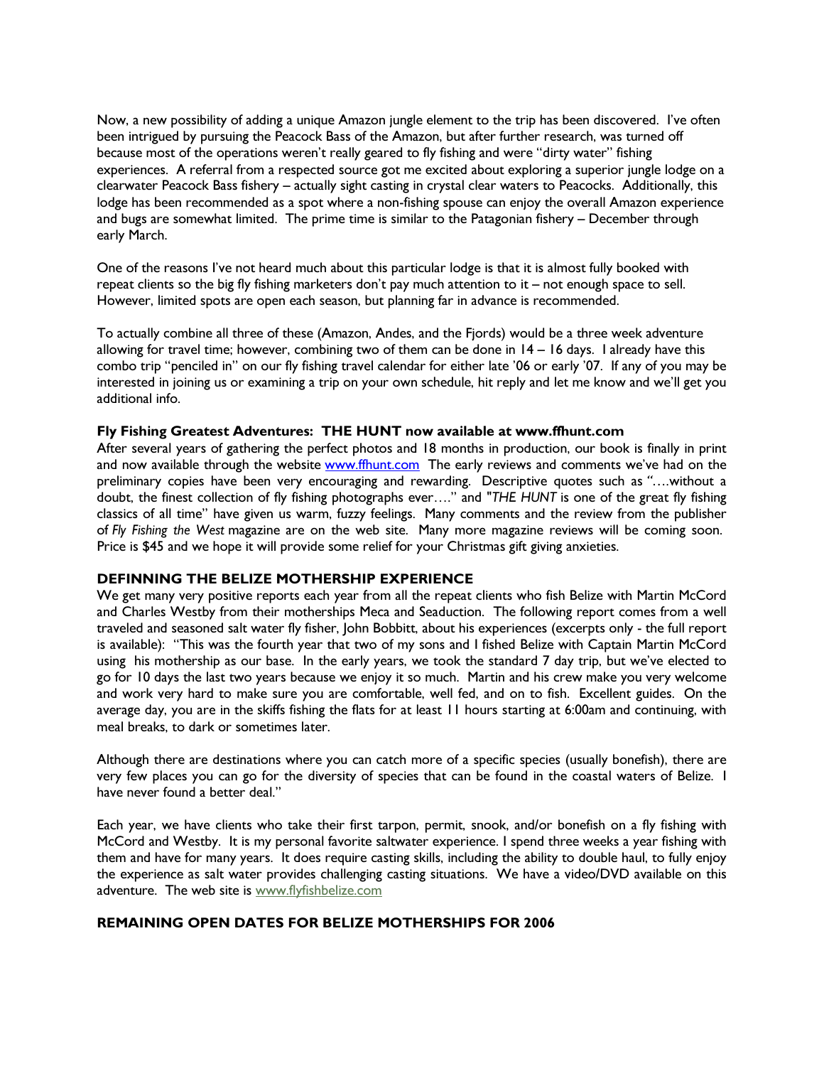Now, a new possibility of adding a unique Amazon jungle element to the trip has been discovered. I've often been intrigued by pursuing the Peacock Bass of the Amazon, but after further research, was turned off because most of the operations weren't really geared to fly fishing and were "dirty water" fishing experiences. A referral from a respected source got me excited about exploring a superior jungle lodge on a clearwater Peacock Bass fishery – actually sight casting in crystal clear waters to Peacocks. Additionally, this lodge has been recommended as a spot where a non-fishing spouse can enjoy the overall Amazon experience and bugs are somewhat limited. The prime time is similar to the Patagonian fishery – December through early March.

One of the reasons I've not heard much about this particular lodge is that it is almost fully booked with repeat clients so the big fly fishing marketers don't pay much attention to it – not enough space to sell. However, limited spots are open each season, but planning far in advance is recommended.

To actually combine all three of these (Amazon, Andes, and the Fjords) would be a three week adventure allowing for travel time; however, combining two of them can be done in 14 – 16 days. I already have this combo trip "penciled in" on our fly fishing travel calendar for either late '06 or early '07. If any of you may be interested in joining us or examining a trip on your own schedule, hit reply and let me know and we'll get you additional info.

**Fly Fishing Greatest Adventures: THE HUNT now available at www.ffhunt.com**

After several years of gathering the perfect photos and 18 months in production, our book is finally in print and now available through the website www.ffhunt.com The early reviews and comments we've had on the preliminary copies have been very encouraging and rewarding. Descriptive quotes such as "….without a doubt, the finest collection of fly fishing photographs ever…." and "*THE HUNT* is one of the great fly fishing classics of all time" have given us warm, fuzzy feelings. Many comments and the review from the publisher of *Fly Fishing the West* magazine are on the web site. Many more magazine reviews will be coming soon. Price is $45 and we hope it will provide some relief for your Christmas gift giving anxieties.

**DEFINNING THE BELIZE MOTHERSHIP EXPERIENCE**

We get many very positive reports each year from all the repeat clients who fish Belize with Martin McCord and Charles Westby from their motherships Meca and Seaduction. The following report comes from a well traveled and seasoned salt water fly fisher, John Bobbitt, about his experiences (excerpts only - the full report is available): "This was the fourth year that two of my sons and I fished Belize with Captain Martin McCord using his mothership as our base. In the early years, we took the standard 7 day trip, but we've elected to go for 10 days the last two years because we enjoy it so much. Martin and his crew make you very welcome and work very hard to make sure you are comfortable, well fed, and on to fish. Excellent guides. On the average day, you are in the skiffs fishing the flats for at least 11 hours starting at 6:00am and continuing, with meal breaks, to dark or sometimes later.

Although there are destinations where you can catch more of a specific species (usually bonefish), there are very few places you can go for the diversity of species that can be found in the coastal waters of Belize. I have never found a better deal."

Each year, we have clients who take their first tarpon, permit, snook, and/or bonefish on a fly fishing with McCord and Westby. It is my personal favorite saltwater experience. I spend three weeks a year fishing with them and have for many years. It does require casting skills, including the ability to double haul, to fully enjoy the experience as salt water provides challenging casting situations. We have a video/DVD available on this adventure. The web site is www.flyfishbelize.com

**REMAINING OPEN DATES FOR BELIZE MOTHERSHIPS FOR 2006**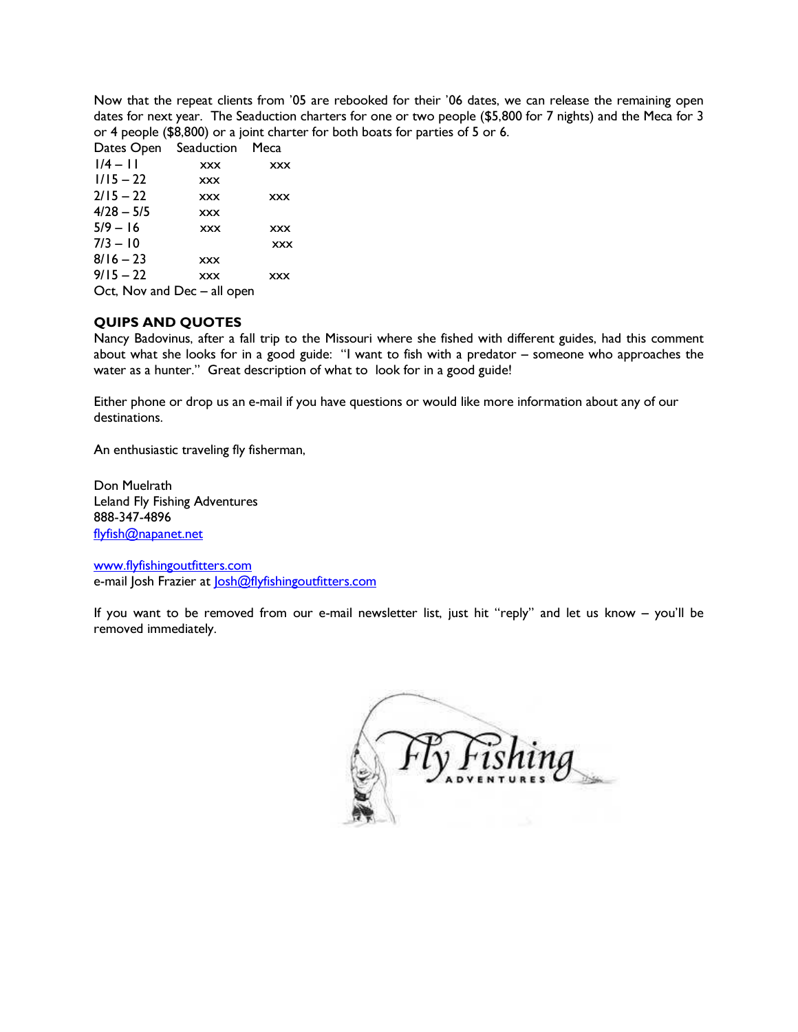Now that the repeat clients from '05 are rebooked for their '06 dates, we can release the remaining open dates for next year. The Seaduction charters for one or two people ($5,800 for 7 nights) and the Meca for 3 or 4 people ($8,800) or a joint charter for both boats for parties of 5 or 6.

| Dates Open | Seaduction | Meca |
|---|---|---|
| 1/4 – 11 | xxx | xxx |
| 1/15 – 22 | xxx | |
| 2/15 – 22 | xxx | xxx |
| 4/28 – 5/5 | xxx | |
| 5/9 – 16 | xxx | xxx |
| 7/3 – 10 | | xxx |
| 8/16 – 23 | xxx | |
| 9/15 – 22 | xxx | xxx |

Oct, Nov and Dec – all open

**QUIPS AND QUOTES**

Nancy Badovinus, after a fall trip to the Missouri where she fished with different guides, had this comment about what she looks for in a good guide: "I want to fish with a predator – someone who approaches the water as a hunter." Great description of what to look for in a good guide!

Either phone or drop us an e-mail if you have questions or would like more information about any of our destinations.

An enthusiastic traveling fly fisherman,

Don Muelrath
Leland Fly Fishing Adventures
888-347-4896
flyfish@napanet.net

www.flyfishingoutfitters.com
e-mail Josh Frazier at Josh@flyfishingoutfitters.com

If you want to be removed from our e-mail newsletter list, just hit "reply" and let us know – you'll be removed immediately.

Fly Fishing ADVENTURES